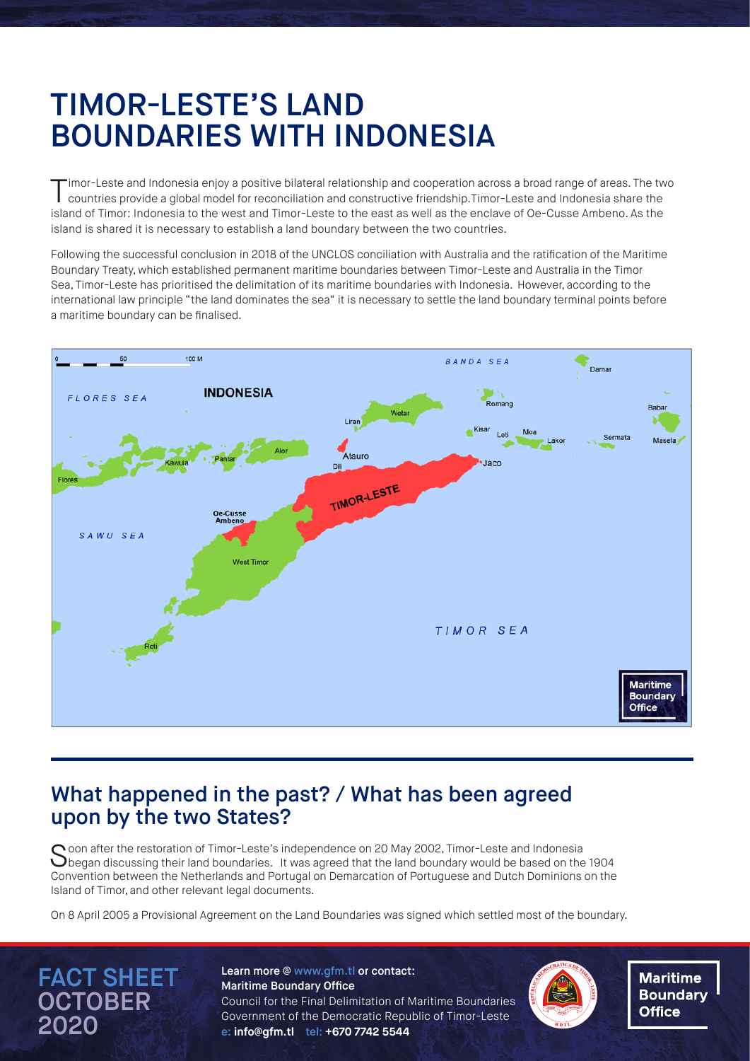# TIMOR-LESTE'S LAND BOUNDARIES WITH INDONESIA

Timor-Leste and Indonesia enjoy a positive bilateral relationship and cooperation across a broad range of areas. The two countries provide a global model for reconciliation and constructive friendship. Timor-Leste and Indonesia share the island of Timor: Indonesia to the west and Timor-Leste to the east as well as the enclave of Oe-Cusse Ambeno. As the island is shared it is necessary to establish a land boundary between the two countries.

Following the successful conclusion in 2018 of the UNCLOS conciliation with Australia and the ratification of the Maritime Boundary Treaty, which established permanent maritime boundaries between Timor-Leste and Australia in the Timor Sea, Timor-Leste has prioritised the delimitation of its maritime boundaries with Indonesia. However, according to the international law principle "the land dominates the sea" it is necessary to settle the land boundary terminal points before a maritime boundary can be finalised.

## What happened in the past? / What has been agreed upon by the two States?

Soon after the restoration of Timor-Leste's independence on 20 May 2002, Timor-Leste and Indonesia began discussing their land boundaries. It was agreed that the land boundary would be based on the 1904 Convention between the Netherlands and Portugal on Demarcation of Portuguese and Dutch Dominions on the Island of Timor, and other relevant legal documents.

On 8 April 2005 a Provisional Agreement on the Land Boundaries was signed which settled most of the boundary.

**FACT SHEET OCTOBER 2020**

**Learn more @ www.gfm.tl or contact:**
**Maritime Boundary Office**
Council for the Final Delimitation of Maritime Boundaries
Government of the Democratic Republic of Timor-Leste
e: **info@gfm.tl** tel: **+670 7742 5544**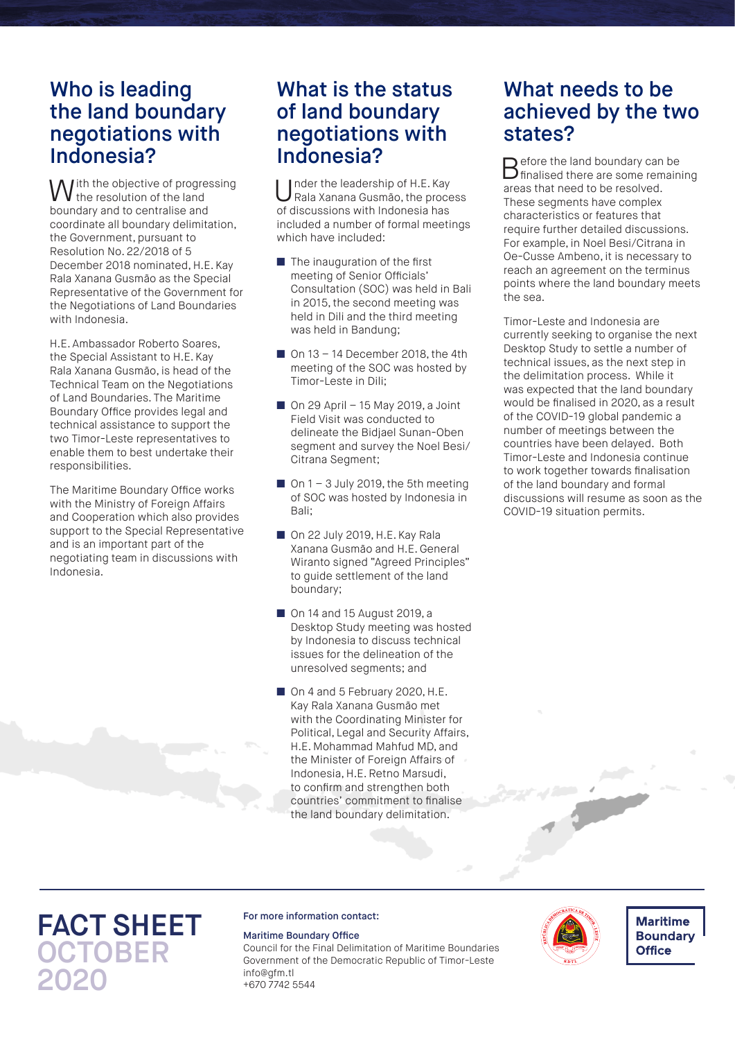## Who is leading the land boundary negotiations with Indonesia?

With the objective of progressing the resolution of the land boundary and to centralise and coordinate all boundary delimitation, the Government, pursuant to Resolution No. 22/2018 of 5 December 2018 nominated, H.E. Kay Rala Xanana Gusmão as the Special Representative of the Government for the Negotiations of Land Boundaries with Indonesia.

H.E. Ambassador Roberto Soares, the Special Assistant to H.E. Kay Rala Xanana Gusmão, is head of the Technical Team on the Negotiations of Land Boundaries. The Maritime Boundary Office provides legal and technical assistance to support the two Timor-Leste representatives to enable them to best undertake their responsibilities.

The Maritime Boundary Office works with the Ministry of Foreign Affairs and Cooperation which also provides support to the Special Representative and is an important part of the negotiating team in discussions with Indonesia.

## What is the status of land boundary negotiations with Indonesia?

Under the leadership of H.E. Kay Rala Xanana Gusmão, the process of discussions with Indonesia has included a number of formal meetings which have included:

- The inauguration of the first meeting of Senior Officials' Consultation (SOC) was held in Bali in 2015, the second meeting was held in Dili and the third meeting was held in Bandung;
- On 13 – 14 December 2018, the 4th meeting of the SOC was hosted by Timor-Leste in Dili;
- On 29 April – 15 May 2019, a Joint Field Visit was conducted to delineate the Bidjael Sunan-Oben segment and survey the Noel Besi/ Citrana Segment;
- On 1 – 3 July 2019, the 5th meeting of SOC was hosted by Indonesia in Bali;
- On 22 July 2019, H.E. Kay Rala Xanana Gusmão and H.E. General Wiranto signed "Agreed Principles" to guide settlement of the land boundary;
- On 14 and 15 August 2019, a Desktop Study meeting was hosted by Indonesia to discuss technical issues for the delineation of the unresolved segments; and
- On 4 and 5 February 2020, H.E. Kay Rala Xanana Gusmão met with the Coordinating Minister for Political, Legal and Security Affairs, H.E. Mohammad Mahfud MD, and the Minister of Foreign Affairs of Indonesia, H.E. Retno Marsudi, to confirm and strengthen both countries' commitment to finalise the land boundary delimitation.

## What needs to be achieved by the two states?

Before the land boundary can be finalised there are some remaining areas that need to be resolved. These segments have complex characteristics or features that require further detailed discussions. For example, in Noel Besi/Citrana in Oe-Cusse Ambeno, it is necessary to reach an agreement on the terminus points where the land boundary meets the sea.

Timor-Leste and Indonesia are currently seeking to organise the next Desktop Study to settle a number of technical issues, as the next step in the delimitation process. While it was expected that the land boundary would be finalised in 2020, as a result of the COVID-19 global pandemic a number of meetings between the countries have been delayed. Both Timor-Leste and Indonesia continue to work together towards finalisation of the land boundary and formal discussions will resume as soon as the COVID-19 situation permits.

# FACT SHEET OCTOBER 2020

**For more information contact:**

**Maritime Boundary Office**
Council for the Final Delimitation of Maritime Boundaries
Government of the Democratic Republic of Timor-Leste
info@gfm.tl
+670 7742 5544

**Maritime Boundary Office**